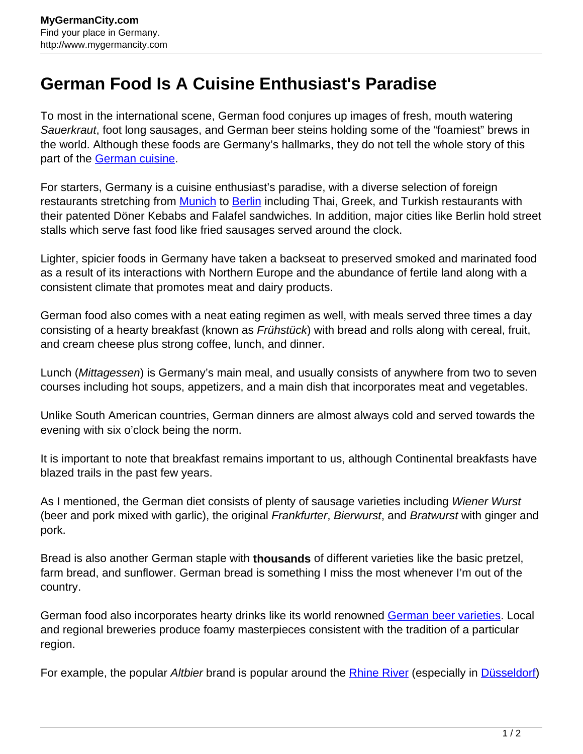# German Food Is A Cuisine Enthusiast's Paradise

To most in the international scene, German food conjures up images of fresh, mouth watering *Sauerkraut*, foot long sausages, and German beer steins holding some of the "foamiest" brews in the world. Although these foods are Germany's hallmarks, they do not tell the whole story of this part of the German cuisine.

For starters, Germany is a cuisine enthusiast's paradise, with a diverse selection of foreign restaurants stretching from Munich to Berlin including Thai, Greek, and Turkish restaurants with their patented Döner Kebabs and Falafel sandwiches. In addition, major cities like Berlin hold street stalls which serve fast food like fried sausages served around the clock.

Lighter, spicier foods in Germany have taken a backseat to preserved smoked and marinated food as a result of its interactions with Northern Europe and the abundance of fertile land along with a consistent climate that promotes meat and dairy products.

German food also comes with a neat eating regimen as well, with meals served three times a day consisting of a hearty breakfast (known as *Frühstück*) with bread and rolls along with cereal, fruit, and cream cheese plus strong coffee, lunch, and dinner.

Lunch (*Mittagessen*) is Germany's main meal, and usually consists of anywhere from two to seven courses including hot soups, appetizers, and a main dish that incorporates meat and vegetables.

Unlike South American countries, German dinners are almost always cold and served towards the evening with six o'clock being the norm.

It is important to note that breakfast remains important to us, although Continental breakfasts have blazed trails in the past few years.

As I mentioned, the German diet consists of plenty of sausage varieties including *Wiener Wurst* (beer and pork mixed with garlic), the original *Frankfurter*, *Bierwurst*, and *Bratwurst* with ginger and pork.

Bread is also another German staple with **thousands** of different varieties like the basic pretzel, farm bread, and sunflower. German bread is something I miss the most whenever I'm out of the country.

German food also incorporates hearty drinks like its world renowned German beer varieties. Local and regional breweries produce foamy masterpieces consistent with the tradition of a particular region.

For example, the popular *Altbier* brand is popular around the Rhine River (especially in Düsseldorf)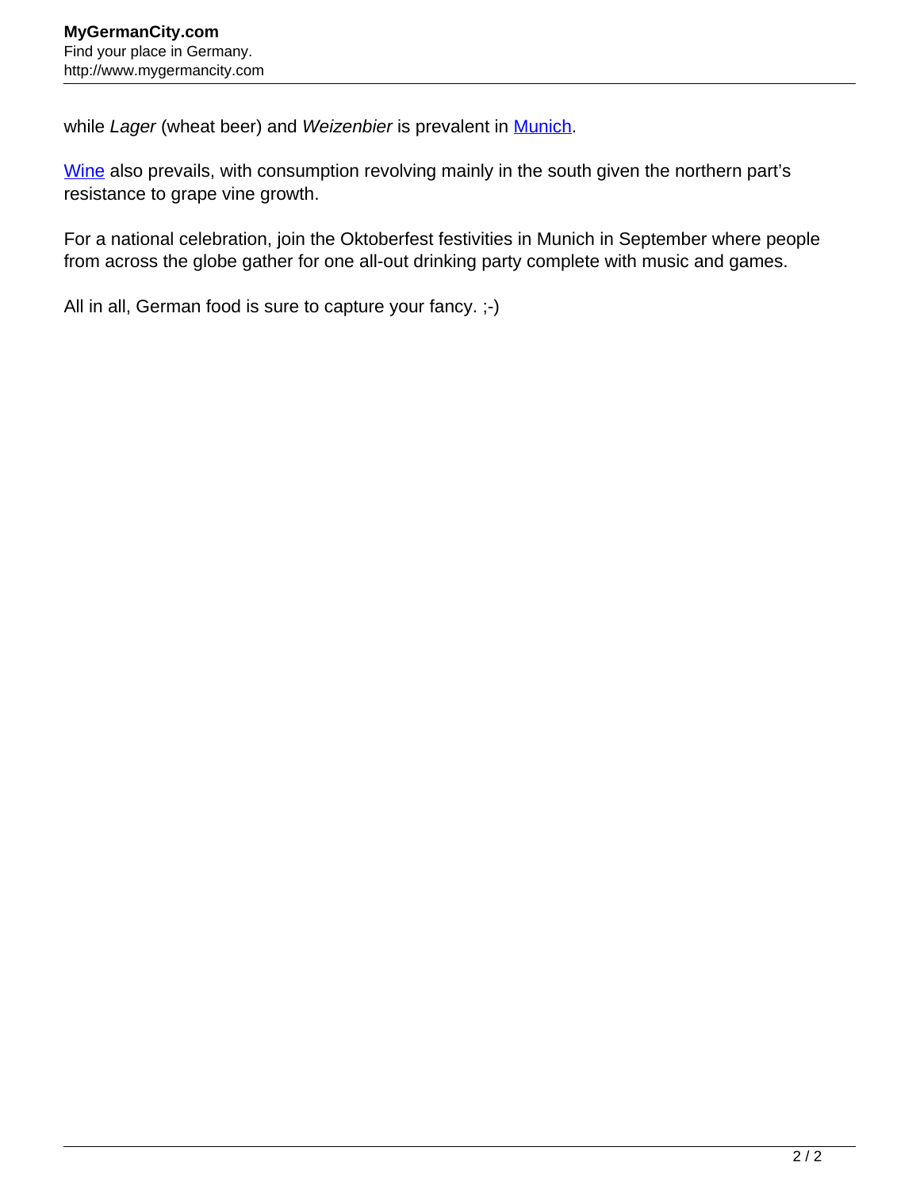while *Lager* (wheat beer) and *Weizenbier* is prevalent in [Munich].

[Wine] also prevails, with consumption revolving mainly in the south given the northern part's resistance to grape vine growth.

For a national celebration, join the Oktoberfest festivities in Munich in September where people from across the globe gather for one all-out drinking party complete with music and games.

All in all, German food is sure to capture your fancy. ;-)